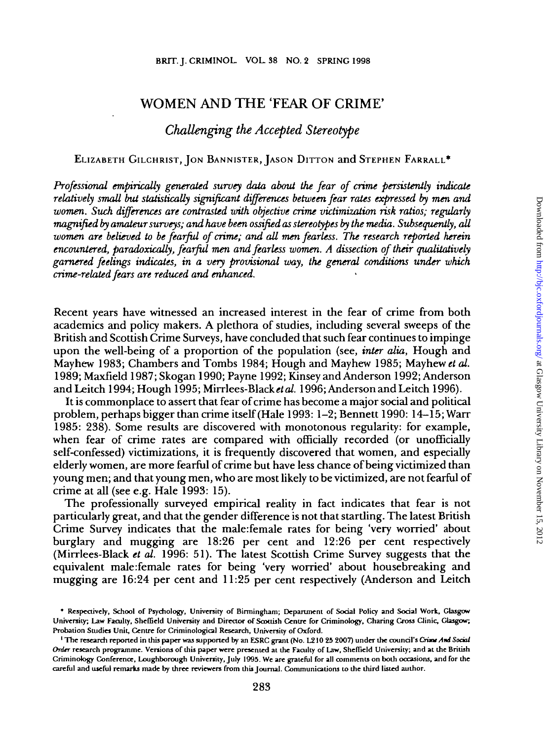# WOMEN AND THE 'FEAR OF CRIME'

## *Challenging the Accepted Stereotype*

ELIZABETH GILCHRIST, JON BANNISTER, JASON DITTON and STEPHEN FARRALL*

*Professional empirically generated survey data about the fear of crime persistently indicate relatively small but statistically significant differences between fear rates expressed by men and women. Such differences are contrasted with objective crime victimization risk ratios; regularly magnified by amateur surveys; and have been ossified as stereotypes by the media. Subsequently, all women are believed to be fearful of crime; and all men fearless. The research reported herein encountered, paradoxically, fearful men and fearless women. A dissection of their qualitatively garnered feelings indicates, in a very provisional way, the general conditions under which crime-related fears are reduced and enhanced.*

Recent years have witnessed an increased interest in the fear of crime from both academics and policy makers. A plethora of studies, including several sweeps of the British and Scottish Crime Surveys, have concluded that such fear continues to impinge upon the well-being of a proportion of the population (see, *inter alia*, Hough and Mayhew 1983; Chambers and Tombs 1984; Hough and Mayhew 1985; Mayhew *et al.* 1989; Maxfield 1987; Skogan 1990; Payne 1992; Kinsey and Anderson 1992; Anderson and Leitch 1994; Hough 1995; Mirrlees-Black *et al.* 1996; Anderson and Leitch 1996).

It is commonplace to assert that fear of crime has become a major social and political problem, perhaps bigger than crime itself (Hale 1993: 1–2; Bennett 1990: 14–15; Warr 1985: 238). Some results are discovered with monotonous regularity: for example, when fear of crime rates are compared with officially recorded (or unofficially self-confessed) victimizations, it is frequently discovered that women, and especially elderly women, are more fearful of crime but have less chance of being victimized than young men; and that young men, who are most likely to be victimized, are not fearful of crime at all (see e.g. Hale 1993: 15).

The professionally surveyed empirical reality in fact indicates that fear is not particularly great, and that the gender difference is not that startling. The latest British Crime Survey indicates that the male:female rates for being 'very worried' about burglary and mugging are 18:26 per cent and 12:26 per cent respectively (Mirrlees-Black *et al.* 1996: 51). The latest Scottish Crime Survey suggests that the equivalent male:female rates for being 'very worried' about housebreaking and mugging are 16:24 per cent and 11:25 per cent respectively (Anderson and Leitch

---

\* Respectively, School of Psychology, University of Birmingham; Department of Social Policy and Social Work, Glasgow University; Law Faculty, Sheffield University and Director of Scottish Centre for Criminology, Charing Cross Clinic, Glasgow; Probation Studies Unit, Centre for Criminological Research, University of Oxford.

[1] The research reported in this paper was supported by an ESRC grant (No. L210 25 2007) under the council's *Crime And Social Order* research programme. Versions of this paper were presented at the Faculty of Law, Sheffield University; and at the British Criminology Conference, Loughborough University, July 1995. We are grateful for all comments on both occasions, and for the careful and useful remarks made by three reviewers from this Journal. Communications to the third listed author.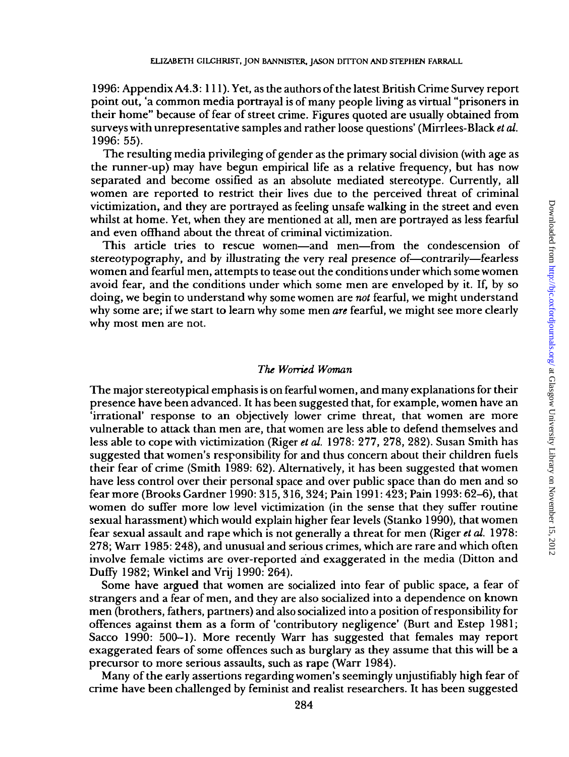1996: Appendix A4.3: 111). Yet, as the authors of the latest British Crime Survey report point out, 'a common media portrayal is of many people living as virtual "prisoners in their home" because of fear of street crime. Figures quoted are usually obtained from surveys with unrepresentative samples and rather loose questions' (Mirrlees-Black *et al.* 1996: 55).

The resulting media privileging of gender as the primary social division (with age as the runner-up) may have begun empirical life as a relative frequency, but has now separated and become ossified as an absolute mediated stereotype. Currently, all women are reported to restrict their lives due to the perceived threat of criminal victimization, and they are portrayed as feeling unsafe walking in the street and even whilst at home. Yet, when they are mentioned at all, men are portrayed as less fearful and even offhand about the threat of criminal victimization.

This article tries to rescue women—and men—from the condescension of stereotypography, and by illustrating the very real presence of—contrarily—fearless women and fearful men, attempts to tease out the conditions under which some women avoid fear, and the conditions under which some men are enveloped by it. If, by so doing, we begin to understand why some women are *not* fearful, we might understand why some are; if we start to learn why some men *are* fearful, we might see more clearly why most men are not.

### *The Worried Woman*

The major stereotypical emphasis is on fearful women, and many explanations for their presence have been advanced. It has been suggested that, for example, women have an 'irrational' response to an objectively lower crime threat, that women are more vulnerable to attack than men are, that women are less able to defend themselves and less able to cope with victimization (Riger *et al.* 1978: 277, 278, 282). Susan Smith has suggested that women's responsibility for and thus concern about their children fuels their fear of crime (Smith 1989: 62). Alternatively, it has been suggested that women have less control over their personal space and over public space than do men and so fear more (Brooks Gardner 1990: 315, 316, 324; Pain 1991: 423; Pain 1993: 62–6), that women do suffer more low level victimization (in the sense that they suffer routine sexual harassment) which would explain higher fear levels (Stanko 1990), that women fear sexual assault and rape which is not generally a threat for men (Riger *et al.* 1978: 278; Warr 1985: 248), and unusual and serious crimes, which are rare and which often involve female victims are over-reported and exaggerated in the media (Ditton and Duffy 1982; Winkel and Vrij 1990: 264).

Some have argued that women are socialized into fear of public space, a fear of strangers and a fear of men, and they are also socialized into a dependence on known men (brothers, fathers, partners) and also socialized into a position of responsibility for offences against them as a form of 'contributory negligence' (Burt and Estep 1981; Sacco 1990: 500–1). More recently Warr has suggested that females may report exaggerated fears of some offences such as burglary as they assume that this will be a precursor to more serious assaults, such as rape (Warr 1984).

Many of the early assertions regarding women's seemingly unjustifiably high fear of crime have been challenged by feminist and realist researchers. It has been suggested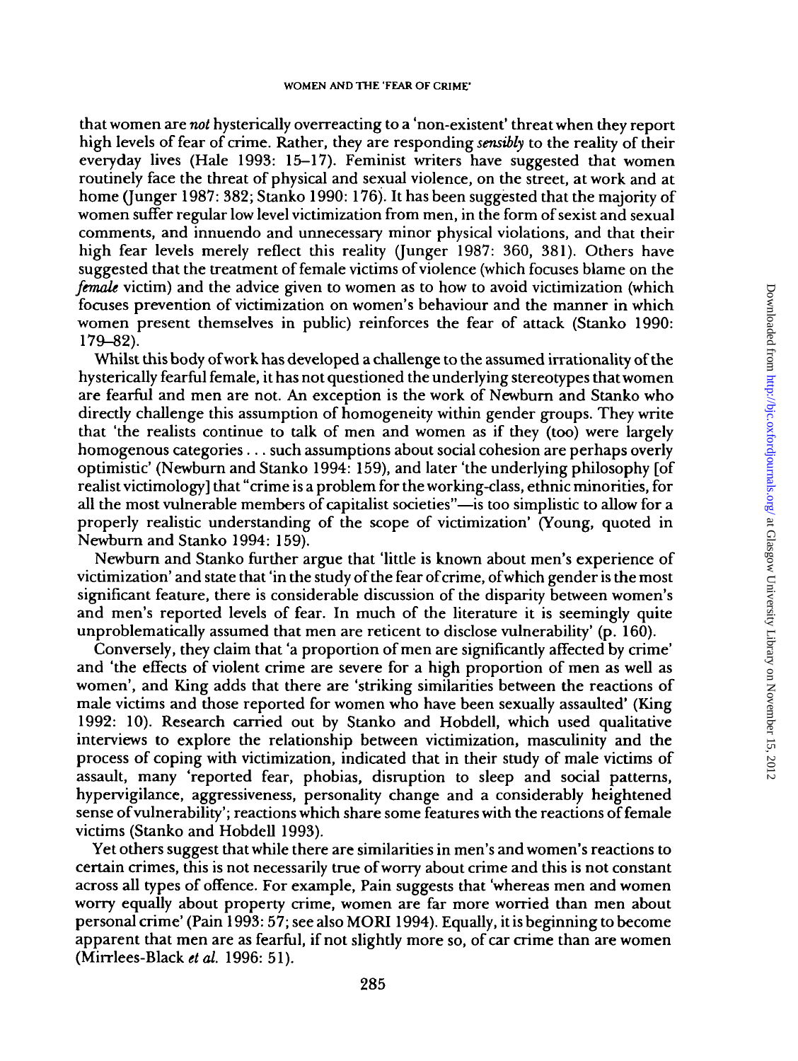that women are *not* hysterically overreacting to a 'non-existent' threat when they report high levels of fear of crime. Rather, they are responding *sensibly* to the reality of their everyday lives (Hale 1993: 15–17). Feminist writers have suggested that women routinely face the threat of physical and sexual violence, on the street, at work and at home (Junger 1987: 382; Stanko 1990: 176). It has been suggested that the majority of women suffer regular low level victimization from men, in the form of sexist and sexual comments, and innuendo and unnecessary minor physical violations, and that their high fear levels merely reflect this reality (Junger 1987: 360, 381). Others have suggested that the treatment of female victims of violence (which focuses blame on the *female* victim) and the advice given to women as to how to avoid victimization (which focuses prevention of victimization on women's behaviour and the manner in which women present themselves in public) reinforces the fear of attack (Stanko 1990: 179–82).

Whilst this body of work has developed a challenge to the assumed irrationality of the hysterically fearful female, it has not questioned the underlying stereotypes that women are fearful and men are not. An exception is the work of Newburn and Stanko who directly challenge this assumption of homogeneity within gender groups. They write that 'the realists continue to talk of men and women as if they (too) were largely homogenous categories ... such assumptions about social cohesion are perhaps overly optimistic' (Newburn and Stanko 1994: 159), and later 'the underlying philosophy [of realist victimology] that "crime is a problem for the working-class, ethnic minorities, for all the most vulnerable members of capitalist societies"—is too simplistic to allow for a properly realistic understanding of the scope of victimization' (Young, quoted in Newburn and Stanko 1994: 159).

Newburn and Stanko further argue that 'little is known about men's experience of victimization' and state that 'in the study of the fear of crime, of which gender is the most significant feature, there is considerable discussion of the disparity between women's and men's reported levels of fear. In much of the literature it is seemingly quite unproblematically assumed that men are reticent to disclose vulnerability' (p. 160).

Conversely, they claim that 'a proportion of men are significantly affected by crime' and 'the effects of violent crime are severe for a high proportion of men as well as women', and King adds that there are 'striking similarities between the reactions of male victims and those reported for women who have been sexually assaulted' (King 1992: 10). Research carried out by Stanko and Hobdell, which used qualitative interviews to explore the relationship between victimization, masculinity and the process of coping with victimization, indicated that in their study of male victims of assault, many 'reported fear, phobias, disruption to sleep and social patterns, hypervigilance, aggressiveness, personality change and a considerably heightened sense of vulnerability'; reactions which share some features with the reactions of female victims (Stanko and Hobdell 1993).

Yet others suggest that while there are similarities in men's and women's reactions to certain crimes, this is not necessarily true of worry about crime and this is not constant across all types of offence. For example, Pain suggests that 'whereas men and women worry equally about property crime, women are far more worried than men about personal crime' (Pain 1993: 57; see also MORI 1994). Equally, it is beginning to become apparent that men are as fearful, if not slightly more so, of car crime than are women (Mirrlees-Black *et al.* 1996: 51).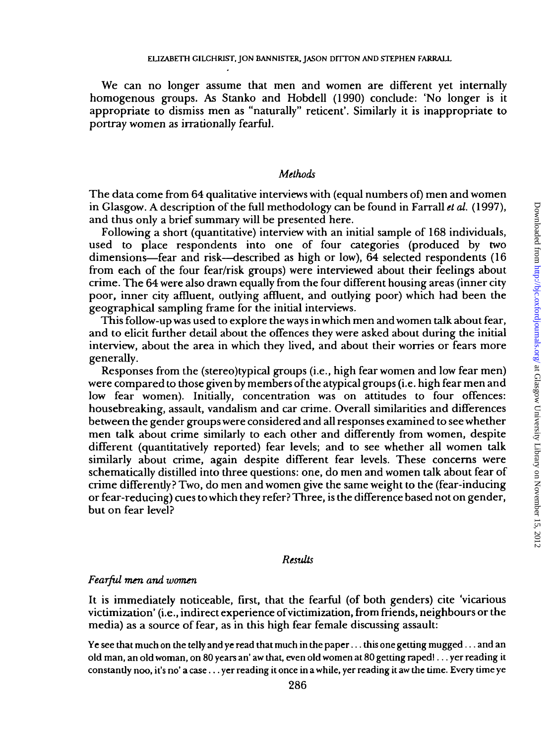We can no longer assume that men and women are different yet internally homogenous groups. As Stanko and Hobdell (1990) conclude: 'No longer is it appropriate to dismiss men as "naturally" reticent'. Similarly it is inappropriate to portray women as irrationally fearful.

## *Methods*

The data come from 64 qualitative interviews with (equal numbers of) men and women in Glasgow. A description of the full methodology can be found in Farrall *et al.* (1997), and thus only a brief summary will be presented here.

Following a short (quantitative) interview with an initial sample of 168 individuals, used to place respondents into one of four categories (produced by two dimensions—fear and risk—described as high or low), 64 selected respondents (16 from each of the four fear/risk groups) were interviewed about their feelings about crime. The 64 were also drawn equally from the four different housing areas (inner city poor, inner city affluent, outlying affluent, and outlying poor) which had been the geographical sampling frame for the initial interviews.

This follow-up was used to explore the ways in which men and women talk about fear, and to elicit further detail about the offences they were asked about during the initial interview, about the area in which they lived, and about their worries or fears more generally.

Responses from the (stereo)typical groups (i.e., high fear women and low fear men) were compared to those given by members of the atypical groups (i.e. high fear men and low fear women). Initially, concentration was on attitudes to four offences: housebreaking, assault, vandalism and car crime. Overall similarities and differences between the gender groups were considered and all responses examined to see whether men talk about crime similarly to each other and differently from women, despite different (quantitatively reported) fear levels; and to see whether all women talk similarly about crime, again despite different fear levels. These concerns were schematically distilled into three questions: one, do men and women talk about fear of crime differently? Two, do men and women give the same weight to the (fear-inducing or fear-reducing) cues to which they refer? Three, is the difference based not on gender, but on fear level?

## *Results*

### *Fearful men and women*

It is immediately noticeable, first, that the fearful (of both genders) cite 'vicarious victimization' (i.e., indirect experience of victimization, from friends, neighbours or the media) as a source of fear, as in this high fear female discussing assault:

Ye see that much on the telly and ye read that much in the paper . . . this one getting mugged . . . and an old man, an old woman, on 80 years an' aw that, even old women at 80 getting raped! . . . yer reading it constantly noo, it's no' a case . . . yer reading it once in a while, yer reading it aw the time. Every time ye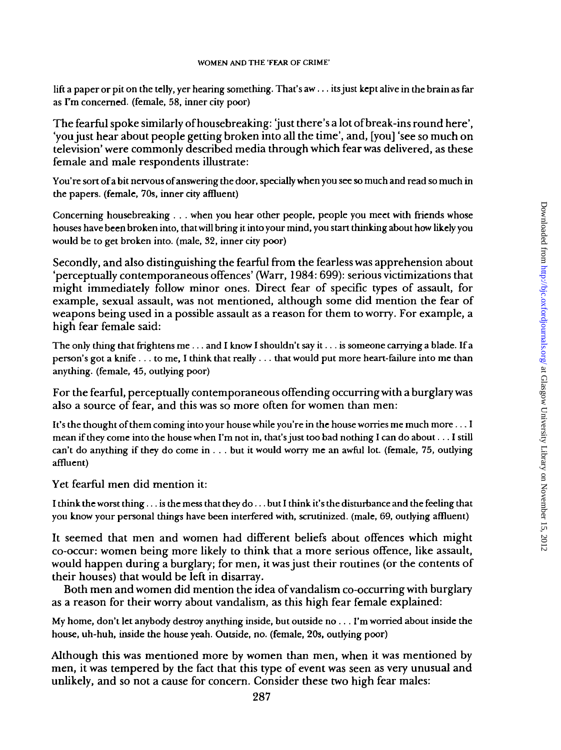lift a paper or pit on the telly, yer hearing something. That's aw . . . its just kept alive in the brain as far as I'm concerned. (female, 58, inner city poor)

The fearful spoke similarly of housebreaking: 'just there's a lot of break-ins round here', 'you just hear about people getting broken into all the time', and, [you] 'see so much on television' were commonly described media through which fear was delivered, as these female and male respondents illustrate:

You're sort of a bit nervous of answering the door, specially when you see so much and read so much in the papers. (female, 70s, inner city affluent)

Concerning housebreaking . . . when you hear other people, people you meet with friends whose houses have been broken into, that will bring it into your mind, you start thinking about how likely you would be to get broken into. (male, 32, inner city poor)

Secondly, and also distinguishing the fearful from the fearless was apprehension about 'perceptually contemporaneous offences' (Warr, 1984: 699): serious victimizations that might immediately follow minor ones. Direct fear of specific types of assault, for example, sexual assault, was not mentioned, although some did mention the fear of weapons being used in a possible assault as a reason for them to worry. For example, a high fear female said:

The only thing that frightens me . . . and I know I shouldn't say it . . . is someone carrying a blade. If a person's got a knife . . . to me, I think that really . . . that would put more heart-failure into me than anything. (female, 45, outlying poor)

For the fearful, perceptually contemporaneous offending occurring with a burglary was also a source of fear, and this was so more often for women than men:

It's the thought of them coming into your house while you're in the house worries me much more . . . I mean if they come into the house when I'm not in, that's just too bad nothing I can do about . . . I still can't do anything if they do come in . . . but it would worry me an awful lot. (female, 75, outlying affluent)

Yet fearful men did mention it:

I think the worst thing . . . is the mess that they do . . . but I think it's the disturbance and the feeling that you know your personal things have been interfered with, scrutinized. (male, 69, outlying affluent)

It seemed that men and women had different beliefs about offences which might co-occur: women being more likely to think that a more serious offence, like assault, would happen during a burglary; for men, it was just their routines (or the contents of their houses) that would be left in disarray.

Both men and women did mention the idea of vandalism co-occurring with burglary as a reason for their worry about vandalism, as this high fear female explained:

My home, don't let anybody destroy anything inside, but outside no . . . I'm worried about inside the house, uh-huh, inside the house yeah. Outside, no. (female, 20s, outlying poor)

Although this was mentioned more by women than men, when it was mentioned by men, it was tempered by the fact that this type of event was seen as very unusual and unlikely, and so not a cause for concern. Consider these two high fear males: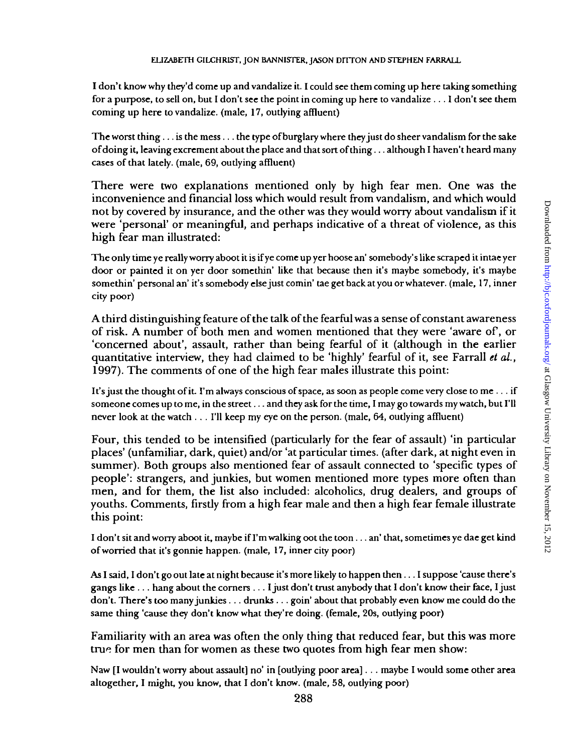I don't know why they'd come up and vandalize it. I could see them coming up here taking something for a purpose, to sell on, but I don't see the point in coming up here to vandalize . . . I don't see them coming up here to vandalize. (male, 17, outlying affluent)

The worst thing . . . is the mess . . . the type of burglary where they just do sheer vandalism for the sake of doing it, leaving excrement about the place and that sort of thing . . . although I haven't heard many cases of that lately. (male, 69, outlying affluent)

There were two explanations mentioned only by high fear men. One was the inconvenience and financial loss which would result from vandalism, and which would not by covered by insurance, and the other was they would worry about vandalism if it were 'personal' or meaningful, and perhaps indicative of a threat of violence, as this high fear man illustrated:

The only time ye really worry aboot it is if ye come up yer hoose an' somebody's like scraped it intae yer door or painted it on yer door somethin' like that because then it's maybe somebody, it's maybe somethin' personal an' it's somebody else just comin' tae get back at you or whatever. (male, 17, inner city poor)

A third distinguishing feature of the talk of the fearful was a sense of constant awareness of risk. A number of both men and women mentioned that they were 'aware of', or 'concerned about', assault, rather than being fearful of it (although in the earlier quantitative interview, they had claimed to be 'highly' fearful of it, see Farrall *et al.*, 1997). The comments of one of the high fear males illustrate this point:

It's just the thought of it. I'm always conscious of space, as soon as people come very close to me . . . if someone comes up to me, in the street . . . and they ask for the time, I may go towards my watch, but I'll never look at the watch . . . I'll keep my eye on the person. (male, 64, outlying affluent)

Four, this tended to be intensified (particularly for the fear of assault) 'in particular places' (unfamiliar, dark, quiet) and/or 'at particular times. (after dark, at night even in summer). Both groups also mentioned fear of assault connected to 'specific types of people': strangers, and junkies, but women mentioned more types more often than men, and for them, the list also included: alcoholics, drug dealers, and groups of youths. Comments, firstly from a high fear male and then a high fear female illustrate this point:

I don't sit and worry aboot it, maybe if I'm walking oot the toon . . . an' that, sometimes ye dae get kind of worried that it's gonnie happen. (male, 17, inner city poor)

As I said, I don't go out late at night because it's more likely to happen then . . . I suppose 'cause there's gangs like . . . hang about the corners . . . I just don't trust anybody that I don't know their face, I just don't. There's too many junkies . . . drunks . . . goin' about that probably even know me could do the same thing 'cause they don't know what they're doing. (female, 20s, outlying poor)

Familiarity with an area was often the only thing that reduced fear, but this was more true for men than for women as these two quotes from high fear men show:

Naw [I wouldn't worry about assault] no' in [outlying poor area] . . . maybe I would some other area altogether, I might, you know, that I don't know. (male, 58, outlying poor)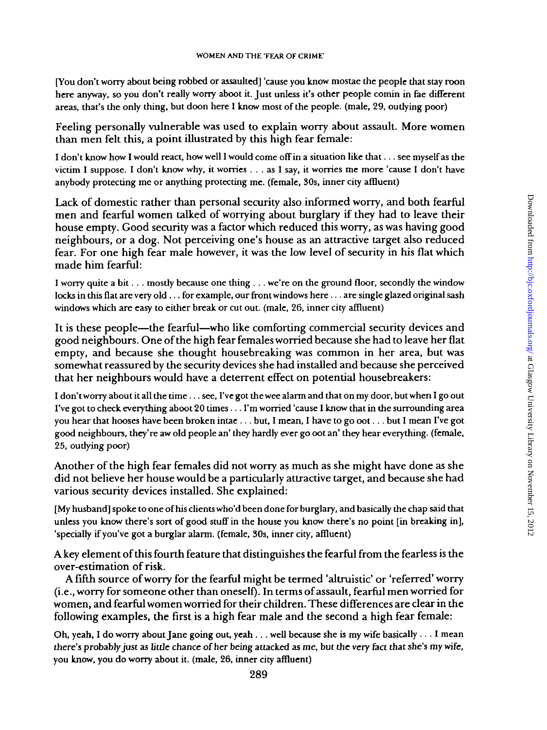[You don't worry about being robbed or assaulted] 'cause you know mostae the people that stay roon here anyway, so you don't really worry aboot it. Just unless it's other people comin in fae different areas, that's the only thing, but doon here I know most of the people. (male, 29, outlying poor)

Feeling personally vulnerable was used to explain worry about assault. More women than men felt this, a point illustrated by this high fear female:

I don't know how I would react, how well I would come off in a situation like that . . . see myself as the victim I suppose. I don't know why, it worries . . . as I say, it worries me more 'cause I don't have anybody protecting me or anything protecting me. (female, 30s, inner city affluent)

Lack of domestic rather than personal security also informed worry, and both fearful men and fearful women talked of worrying about burglary if they had to leave their house empty. Good security was a factor which reduced this worry, as was having good neighbours, or a dog. Not perceiving one's house as an attractive target also reduced fear. For one high fear male however, it was the low level of security in his flat which made him fearful:

I worry quite a bit . . . mostly because one thing . . . we're on the ground floor, secondly the window locks in this flat are very old . . . for example, our front windows here . . . are single glazed original sash windows which are easy to either break or cut out. (male, 26, inner city affluent)

It is these people—the fearful—who like comforting commercial security devices and good neighbours. One of the high fear females worried because she had to leave her flat empty, and because she thought housebreaking was common in her area, but was somewhat reassured by the security devices she had installed and because she perceived that her neighbours would have a deterrent effect on potential housebreakers:

I don't worry about it all the time . . . see, I've got the wee alarm and that on my door, but when I go out I've got to check everything aboot 20 times . . . I'm worried 'cause I know that in the surrounding area you hear that hooses have been broken intae . . . but, I mean, I have to go oot . . . but I mean I've got good neighbours, they're aw old people an' they hardly ever go oot an' they hear everything. (female, 25, outlying poor)

Another of the high fear females did not worry as much as she might have done as she did not believe her house would be a particularly attractive target, and because she had various security devices installed. She explained:

[My husband] spoke to one of his clients who'd been done for burglary, and basically the chap said that unless you know there's sort of good stuff in the house you know there's no point [in breaking in], 'specially if you've got a burglar alarm. (female, 30s, inner city, affluent)

A key element of this fourth feature that distinguishes the fearful from the fearless is the over-estimation of risk.

A fifth source of worry for the fearful might be termed 'altruistic' or 'referred' worry (i.e., worry for someone other than oneself). In terms of assault, fearful men worried for women, and fearful women worried for their children. These differences are clear in the following examples, the first is a high fear male and the second a high fear female:

Oh, yeah, I do worry about Jane going out, yeah . . . well because she is my wife basically . . . I mean there's probably just as little chance of her being attacked as me, but the very fact that she's my wife, you know, you do worry about it. (male, 26, inner city affluent)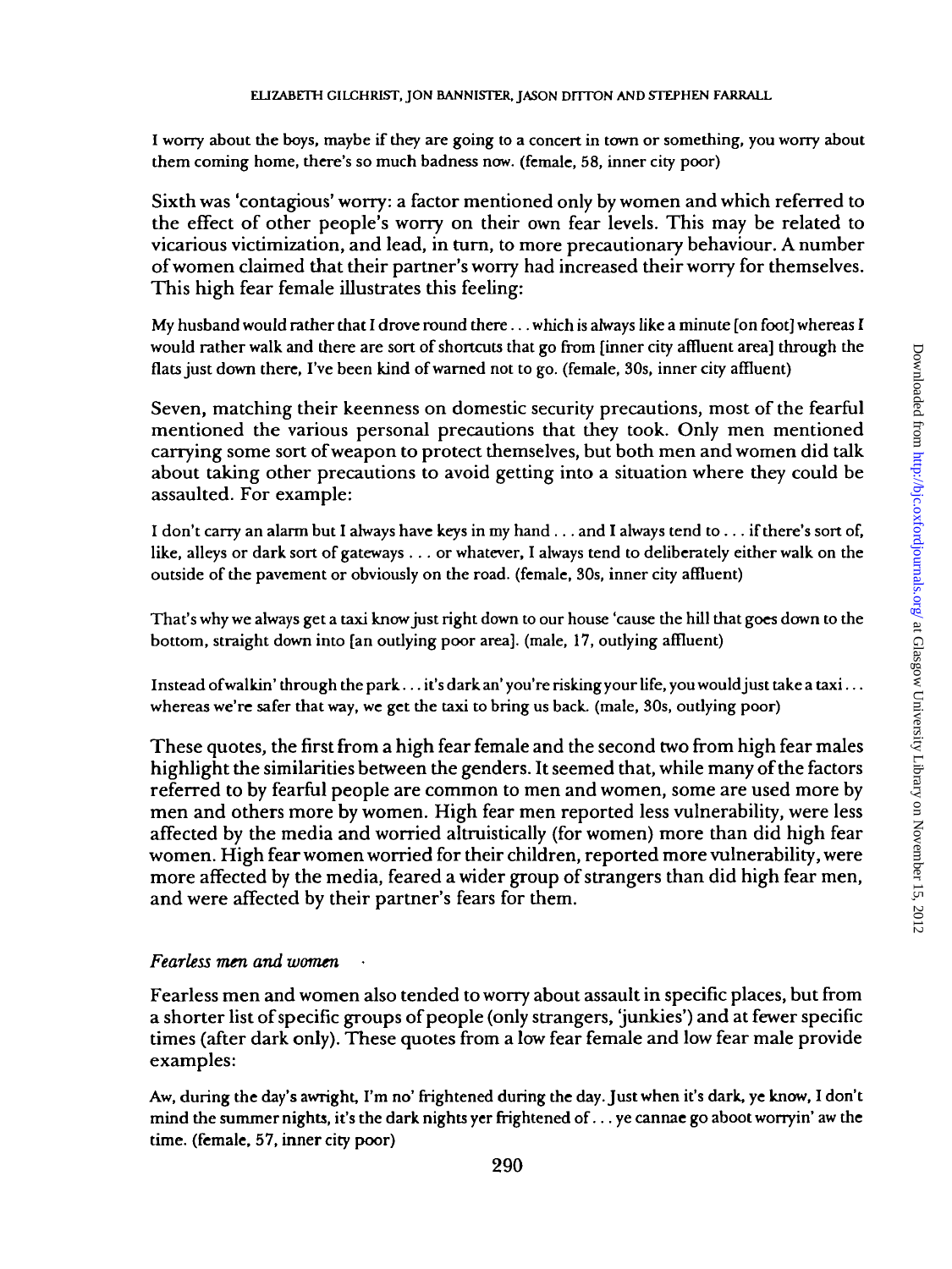I worry about the boys, maybe if they are going to a concert in town or something, you worry about them coming home, there's so much badness now. (female, 58, inner city poor)

Sixth was 'contagious' worry: a factor mentioned only by women and which referred to the effect of other people's worry on their own fear levels. This may be related to vicarious victimization, and lead, in turn, to more precautionary behaviour. A number of women claimed that their partner's worry had increased their worry for themselves. This high fear female illustrates this feeling:

My husband would rather that I drove round there . . . which is always like a minute [on foot] whereas I would rather walk and there are sort of shortcuts that go from [inner city affluent area] through the flats just down there, I've been kind of warned not to go. (female, 30s, inner city affluent)

Seven, matching their keenness on domestic security precautions, most of the fearful mentioned the various personal precautions that they took. Only men mentioned carrying some sort of weapon to protect themselves, but both men and women did talk about taking other precautions to avoid getting into a situation where they could be assaulted. For example:

I don't carry an alarm but I always have keys in my hand . . . and I always tend to . . . if there's sort of, like, alleys or dark sort of gateways . . . or whatever, I always tend to deliberately either walk on the outside of the pavement or obviously on the road. (female, 30s, inner city affluent)

That's why we always get a taxi know just right down to our house 'cause the hill that goes down to the bottom, straight down into [an outlying poor area]. (male, 17, outlying affluent)

Instead of walkin' through the park . . . it's dark an' you're risking your life, you would just take a taxi . . . whereas we're safer that way, we get the taxi to bring us back. (male, 30s, outlying poor)

These quotes, the first from a high fear female and the second two from high fear males highlight the similarities between the genders. It seemed that, while many of the factors referred to by fearful people are common to men and women, some are used more by men and others more by women. High fear men reported less vulnerability, were less affected by the media and worried altruistically (for women) more than did high fear women. High fear women worried for their children, reported more vulnerability, were more affected by the media, feared a wider group of strangers than did high fear men, and were affected by their partner's fears for them.

### *Fearless men and women*

Fearless men and women also tended to worry about assault in specific places, but from a shorter list of specific groups of people (only strangers, 'junkies') and at fewer specific times (after dark only). These quotes from a low fear female and low fear male provide examples:

Aw, during the day's awright, I'm no' frightened during the day. Just when it's dark, ye know, I don't mind the summer nights, it's the dark nights yer frightened of . . . ye cannae go aboot worryin' aw the time. (female, 57, inner city poor)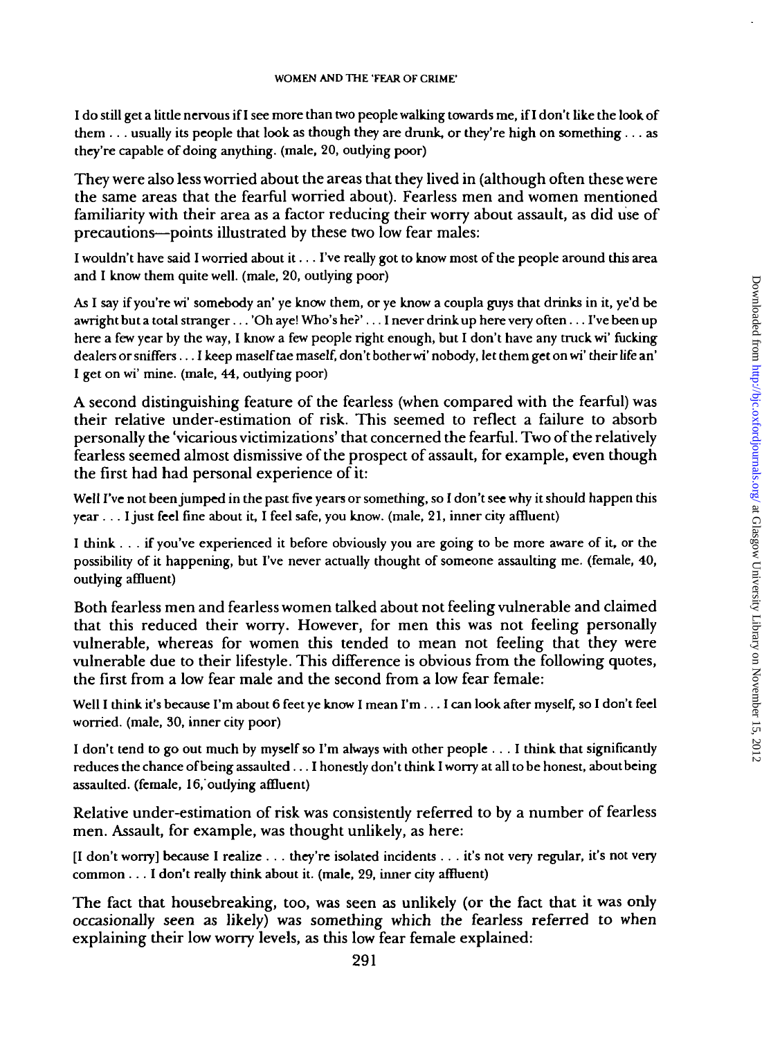I do still get a little nervous if I see more than two people walking towards me, if I don't like the look of them . . . usually its people that look as though they are drunk, or they're high on something . . . as they're capable of doing anything. (male, 20, outlying poor)

They were also less worried about the areas that they lived in (although often these were the same areas that the fearful worried about). Fearless men and women mentioned familiarity with their area as a factor reducing their worry about assault, as did use of precautions—points illustrated by these two low fear males:

I wouldn't have said I worried about it . . . I've really got to know most of the people around this area and I know them quite well. (male, 20, outlying poor)

As I say if you're wi' somebody an' ye know them, or ye know a coupla guys that drinks in it, ye'd be awright but a total stranger . . . 'Oh aye! Who's he?' . . . I never drink up here very often . . . I've been up here a few year by the way, I know a few people right enough, but I don't have any truck wi' fucking dealers or sniffers . . . I keep maself tae maself, don't bother wi' nobody, let them get on wi' their life an' I get on wi' mine. (male, 44, outlying poor)

A second distinguishing feature of the fearless (when compared with the fearful) was their relative under-estimation of risk. This seemed to reflect a failure to absorb personally the 'vicarious victimizations' that concerned the fearful. Two of the relatively fearless seemed almost dismissive of the prospect of assault, for example, even though the first had had personal experience of it:

Well I've not been jumped in the past five years or something, so I don't see why it should happen this year . . . I just feel fine about it, I feel safe, you know. (male, 21, inner city affluent)

I think . . . if you've experienced it before obviously you are going to be more aware of it, or the possibility of it happening, but I've never actually thought of someone assaulting me. (female, 40, outlying affluent)

Both fearless men and fearless women talked about not feeling vulnerable and claimed that this reduced their worry. However, for men this was not feeling personally vulnerable, whereas for women this tended to mean not feeling that they were vulnerable due to their lifestyle. This difference is obvious from the following quotes, the first from a low fear male and the second from a low fear female:

Well I think it's because I'm about 6 feet ye know I mean I'm . . . I can look after myself, so I don't feel worried. (male, 30, inner city poor)

I don't tend to go out much by myself so I'm always with other people . . . I think that significantly reduces the chance of being assaulted . . . I honestly don't think I worry at all to be honest, about being assaulted. (female, 16, outlying affluent)

Relative under-estimation of risk was consistently referred to by a number of fearless men. Assault, for example, was thought unlikely, as here:

[I don't worry] because I realize . . . they're isolated incidents . . . it's not very regular, it's not very common . . . I don't really think about it. (male, 29, inner city affluent)

The fact that housebreaking, too, was seen as unlikely (or the fact that it was only occasionally seen as likely) was something which the fearless referred to when explaining their low worry levels, as this low fear female explained: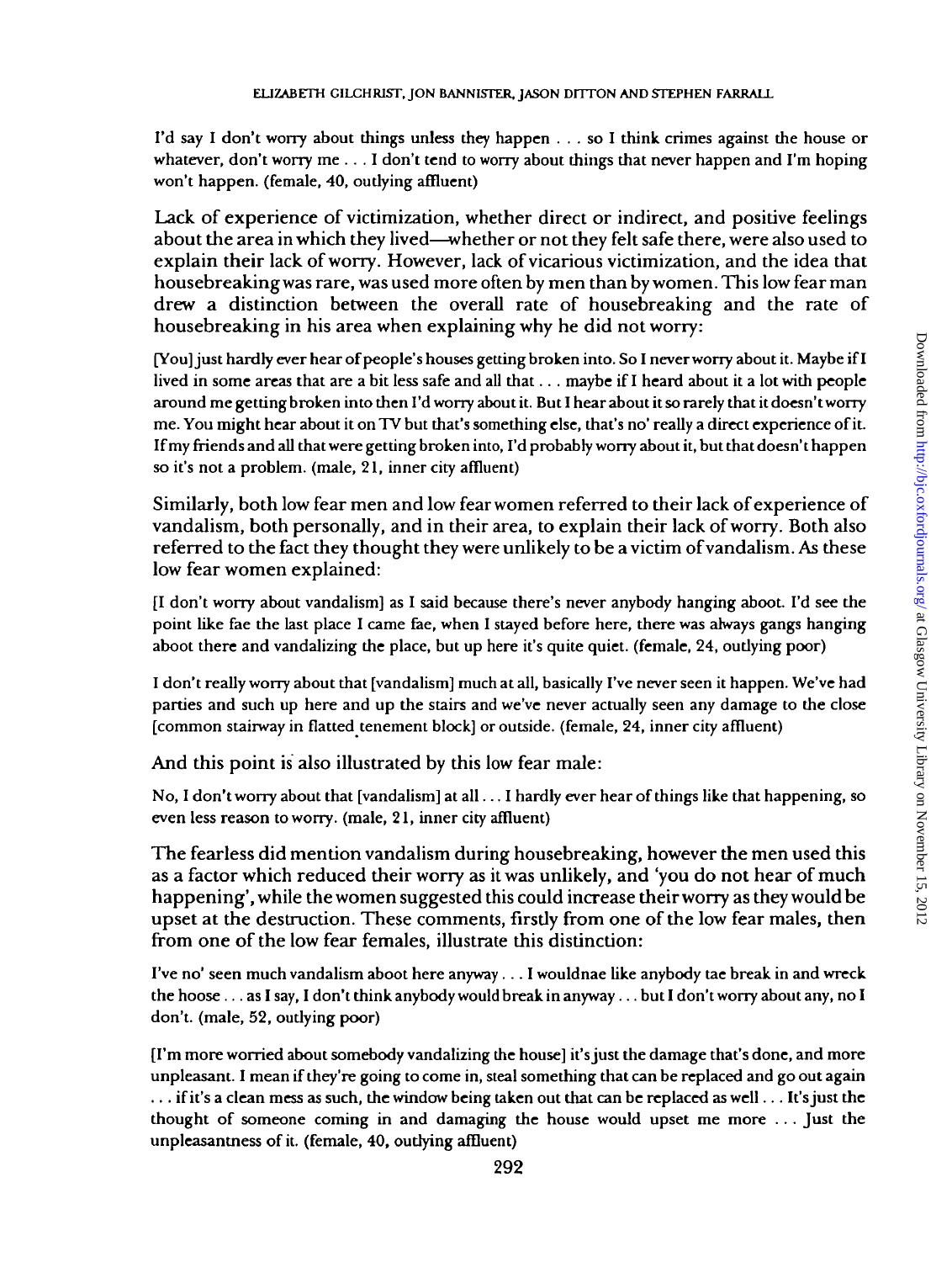I'd say I don't worry about things unless they happen . . . so I think crimes against the house or whatever, don't worry me . . . I don't tend to worry about things that never happen and I'm hoping won't happen. (female, 40, outlying affluent)

Lack of experience of victimization, whether direct or indirect, and positive feelings about the area in which they lived—whether or not they felt safe there, were also used to explain their lack of worry. However, lack of vicarious victimization, and the idea that housebreaking was rare, was used more often by men than by women. This low fear man drew a distinction between the overall rate of housebreaking and the rate of housebreaking in his area when explaining why he did not worry:

[You] just hardly ever hear of people's houses getting broken into. So I never worry about it. Maybe if I lived in some areas that are a bit less safe and all that . . . maybe if I heard about it a lot with people around me getting broken into then I'd worry about it. But I hear about it so rarely that it doesn't worry me. You might hear about it on TV but that's something else, that's no' really a direct experience of it. If my friends and all that were getting broken into, I'd probably worry about it, but that doesn't happen so it's not a problem. (male, 21, inner city affluent)

Similarly, both low fear men and low fear women referred to their lack of experience of vandalism, both personally, and in their area, to explain their lack of worry. Both also referred to the fact they thought they were unlikely to be a victim of vandalism. As these low fear women explained:

[I don't worry about vandalism] as I said because there's never anybody hanging aboot. I'd see the point like fae the last place I came fae, when I stayed before here, there was always gangs hanging aboot there and vandalizing the place, but up here it's quite quiet. (female, 24, outlying poor)

I don't really worry about that [vandalism] much at all, basically I've never seen it happen. We've had parties and such up here and up the stairs and we've never actually seen any damage to the close [common stairway in flatted tenement block] or outside. (female, 24, inner city affluent)

And this point is also illustrated by this low fear male:

No, I don't worry about that [vandalism] at all . . . I hardly ever hear of things like that happening, so even less reason to worry. (male, 21, inner city affluent)

The fearless did mention vandalism during housebreaking, however the men used this as a factor which reduced their worry as it was unlikely, and 'you do not hear of much happening', while the women suggested this could increase their worry as they would be upset at the destruction. These comments, firstly from one of the low fear males, then from one of the low fear females, illustrate this distinction:

I've no' seen much vandalism aboot here anyway . . . I wouldnae like anybody tae break in and wreck the hoose . . . as I say, I don't think anybody would break in anyway . . . but I don't worry about any, no I don't. (male, 52, outlying poor)

[I'm more worried about somebody vandalizing the house] it's just the damage that's done, and more unpleasant. I mean if they're going to come in, steal something that can be replaced and go out again . . . if it's a clean mess as such, the window being taken out that can be replaced as well . . . It's just the thought of someone coming in and damaging the house would upset me more . . . Just the unpleasantness of it. (female, 40, outlying affluent)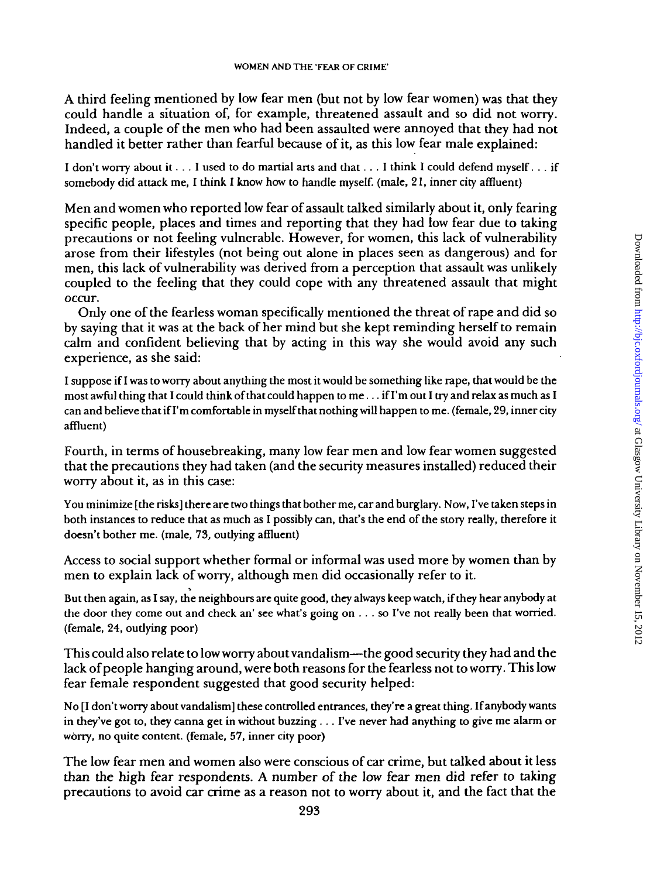A third feeling mentioned by low fear men (but not by low fear women) was that they could handle a situation of, for example, threatened assault and so did not worry. Indeed, a couple of the men who had been assaulted were annoyed that they had not handled it better rather than fearful because of it, as this low fear male explained:

> I don't worry about it . . . I used to do martial arts and that . . . I think I could defend myself . . . if somebody did attack me, I think I know how to handle myself. (male, 21, inner city affluent)

Men and women who reported low fear of assault talked similarly about it, only fearing specific people, places and times and reporting that they had low fear due to taking precautions or not feeling vulnerable. However, for women, this lack of vulnerability arose from their lifestyles (not being out alone in places seen as dangerous) and for men, this lack of vulnerability was derived from a perception that assault was unlikely coupled to the feeling that they could cope with any threatened assault that might occur.

Only one of the fearless woman specifically mentioned the threat of rape and did so by saying that it was at the back of her mind but she kept reminding herself to remain calm and confident believing that by acting in this way she would avoid any such experience, as she said:

> I suppose if I was to worry about anything the most it would be something like rape, that would be the most awful thing that I could think of that could happen to me . . . if I'm out I try and relax as much as I can and believe that if I'm comfortable in myself that nothing will happen to me. (female, 29, inner city affluent)

Fourth, in terms of housebreaking, many low fear men and low fear women suggested that the precautions they had taken (and the security measures installed) reduced their worry about it, as in this case:

> You minimize [the risks] there are two things that bother me, car and burglary. Now, I've taken steps in both instances to reduce that as much as I possibly can, that's the end of the story really, therefore it doesn't bother me. (male, 73, outlying affluent)

Access to social support whether formal or informal was used more by women than by men to explain lack of worry, although men did occasionally refer to it.

> But then again, as I say, the neighbours are quite good, they always keep watch, if they hear anybody at the door they come out and check an' see what's going on . . . so I've not really been that worried. (female, 24, outlying poor)

This could also relate to low worry about vandalism—the good security they had and the lack of people hanging around, were both reasons for the fearless not to worry. This low fear female respondent suggested that good security helped:

> No [I don't worry about vandalism] these controlled entrances, they're a great thing. If anybody wants in they've got to, they canna get in without buzzing . . . I've never had anything to give me alarm or worry, no quite content. (female, 57, inner city poor)

The low fear men and women also were conscious of car crime, but talked about it less than the high fear respondents. A number of the low fear men did refer to taking precautions to avoid car crime as a reason not to worry about it, and the fact that the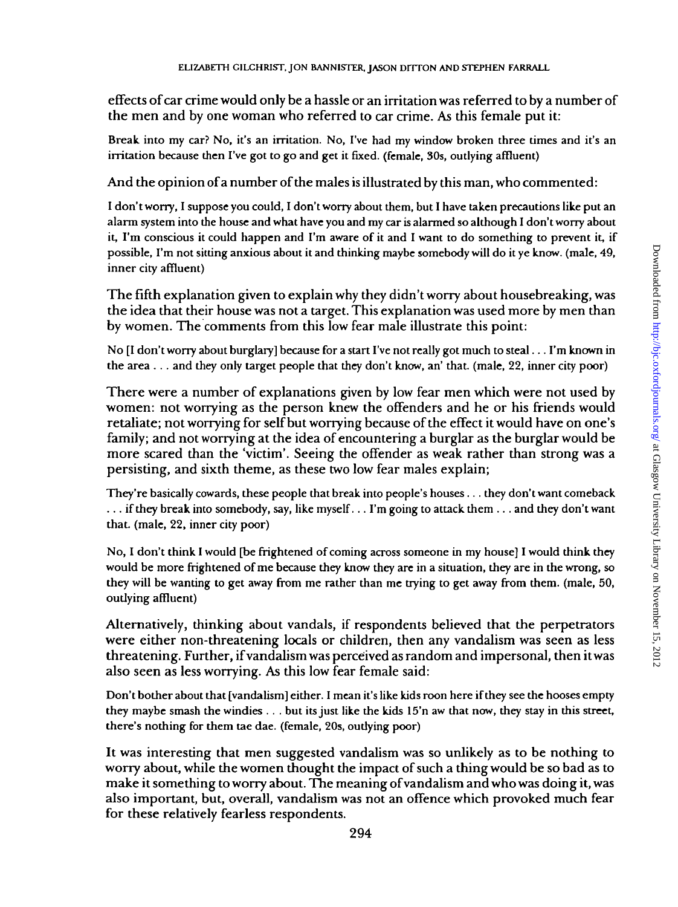effects of car crime would only be a hassle or an irritation was referred to by a number of the men and by one woman who referred to car crime. As this female put it:

> Break into my car? No, it's an irritation. No, I've had my window broken three times and it's an irritation because then I've got to go and get it fixed. (female, 30s, outlying affluent)

And the opinion of a number of the males is illustrated by this man, who commented:

> I don't worry, I suppose you could, I don't worry about them, but I have taken precautions like put an alarm system into the house and what have you and my car is alarmed so although I don't worry about it, I'm conscious it could happen and I'm aware of it and I want to do something to prevent it, if possible, I'm not sitting anxious about it and thinking maybe somebody will do it ye know. (male, 49, inner city affluent)

The fifth explanation given to explain why they didn't worry about housebreaking, was the idea that their house was not a target. This explanation was used more by men than by women. The comments from this low fear male illustrate this point:

> No [I don't worry about burglary] because for a start I've not really got much to steal . . . I'm known in the area . . . and they only target people that they don't know, an' that. (male, 22, inner city poor)

There were a number of explanations given by low fear men which were not used by women: not worrying as the person knew the offenders and he or his friends would retaliate; not worrying for self but worrying because of the effect it would have on one's family; and not worrying at the idea of encountering a burglar as the burglar would be more scared than the 'victim'. Seeing the offender as weak rather than strong was a persisting, and sixth theme, as these two low fear males explain;

> They're basically cowards, these people that break into people's houses . . . they don't want comeback . . . if they break into somebody, say, like myself . . . I'm going to attack them . . . and they don't want that. (male, 22, inner city poor)

> No, I don't think I would [be frightened of coming across someone in my house] I would think they would be more frightened of me because they know they are in a situation, they are in the wrong, so they will be wanting to get away from me rather than me trying to get away from them. (male, 50, outlying affluent)

Alternatively, thinking about vandals, if respondents believed that the perpetrators were either non-threatening locals or children, then any vandalism was seen as less threatening. Further, if vandalism was perceived as random and impersonal, then it was also seen as less worrying. As this low fear female said:

> Don't bother about that [vandalism] either. I mean it's like kids roon here if they see the hooses empty they maybe smash the windies . . . but its just like the kids 15'n aw that now, they stay in this street, there's nothing for them tae dae. (female, 20s, outlying poor)

It was interesting that men suggested vandalism was so unlikely as to be nothing to worry about, while the women thought the impact of such a thing would be so bad as to make it something to worry about. The meaning of vandalism and who was doing it, was also important, but, overall, vandalism was not an offence which provoked much fear for these relatively fearless respondents.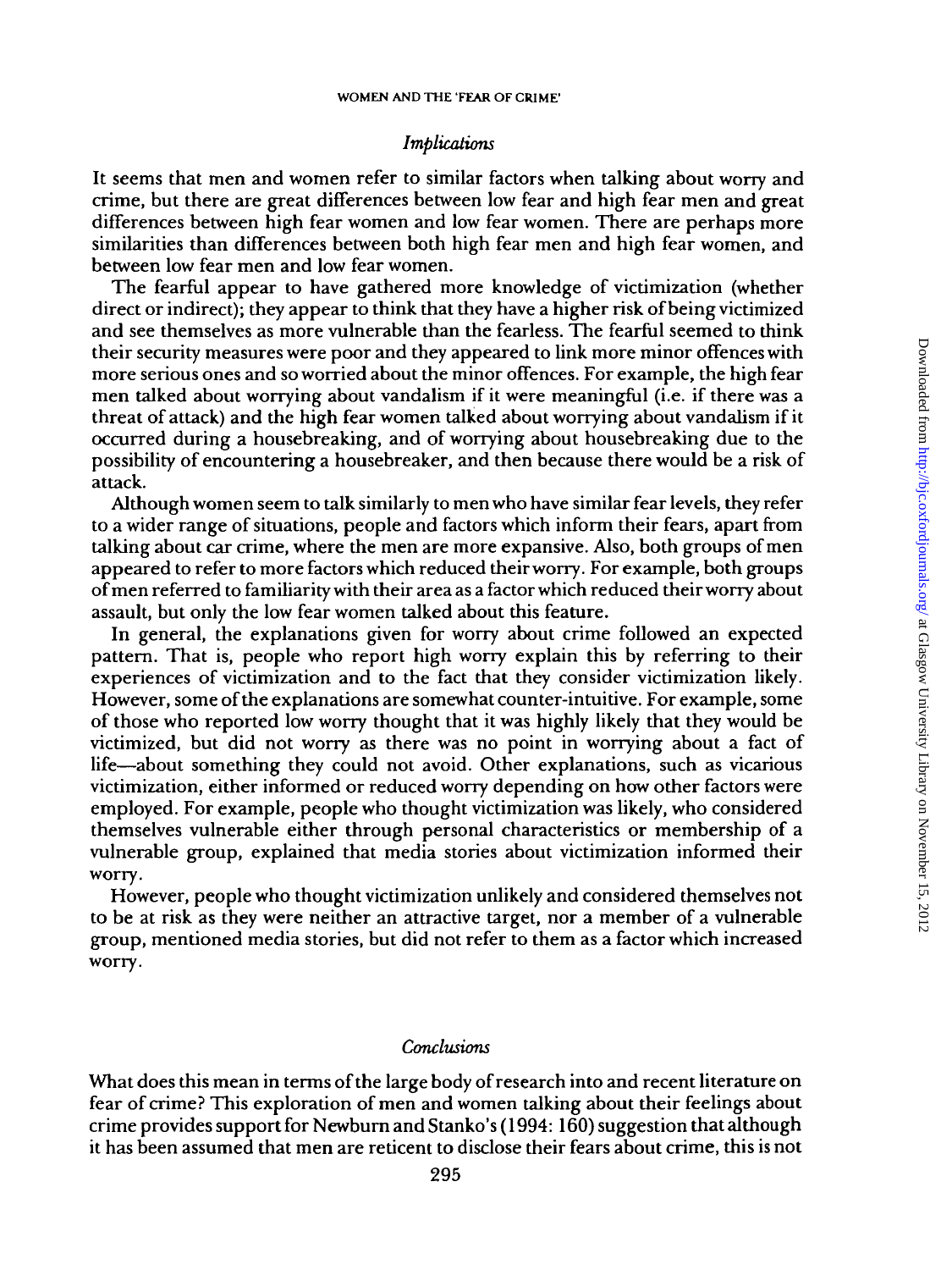### *Implications*

It seems that men and women refer to similar factors when talking about worry and crime, but there are great differences between low fear and high fear men and great differences between high fear women and low fear women. There are perhaps more similarities than differences between both high fear men and high fear women, and between low fear men and low fear women.

The fearful appear to have gathered more knowledge of victimization (whether direct or indirect); they appear to think that they have a higher risk of being victimized and see themselves as more vulnerable than the fearless. The fearful seemed to think their security measures were poor and they appeared to link more minor offences with more serious ones and so worried about the minor offences. For example, the high fear men talked about worrying about vandalism if it were meaningful (i.e. if there was a threat of attack) and the high fear women talked about worrying about vandalism if it occurred during a housebreaking, and of worrying about housebreaking due to the possibility of encountering a housebreaker, and then because there would be a risk of attack.

Although women seem to talk similarly to men who have similar fear levels, they refer to a wider range of situations, people and factors which inform their fears, apart from talking about car crime, where the men are more expansive. Also, both groups of men appeared to refer to more factors which reduced their worry. For example, both groups of men referred to familiarity with their area as a factor which reduced their worry about assault, but only the low fear women talked about this feature.

In general, the explanations given for worry about crime followed an expected pattern. That is, people who report high worry explain this by referring to their experiences of victimization and to the fact that they consider victimization likely. However, some of the explanations are somewhat counter-intuitive. For example, some of those who reported low worry thought that it was highly likely that they would be victimized, but did not worry as there was no point in worrying about a fact of life—about something they could not avoid. Other explanations, such as vicarious victimization, either informed or reduced worry depending on how other factors were employed. For example, people who thought victimization was likely, who considered themselves vulnerable either through personal characteristics or membership of a vulnerable group, explained that media stories about victimization informed their worry.

However, people who thought victimization unlikely and considered themselves not to be at risk as they were neither an attractive target, nor a member of a vulnerable group, mentioned media stories, but did not refer to them as a factor which increased worry.

### *Conclusions*

What does this mean in terms of the large body of research into and recent literature on fear of crime? This exploration of men and women talking about their feelings about crime provides support for Newburn and Stanko's (1994: 160) suggestion that although it has been assumed that men are reticent to disclose their fears about crime, this is not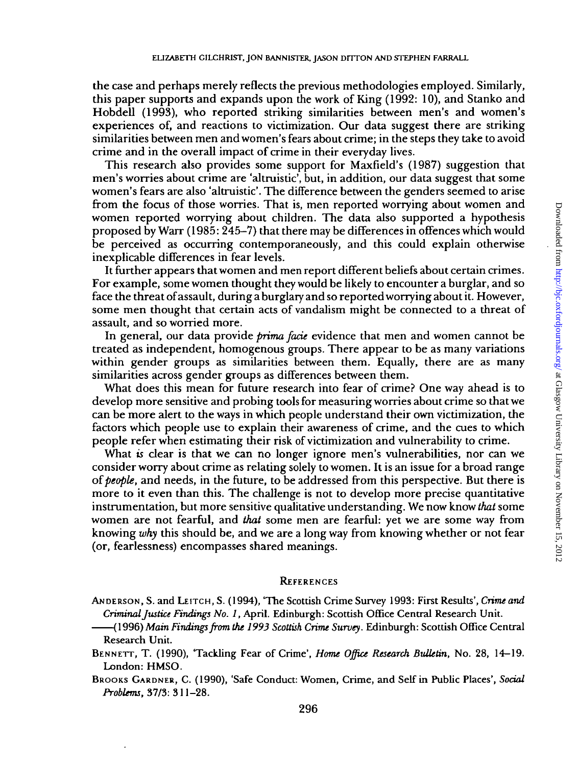the case and perhaps merely reflects the previous methodologies employed. Similarly, this paper supports and expands upon the work of King (1992: 10), and Stanko and Hobdell (1993), who reported striking similarities between men's and women's experiences of, and reactions to victimization. Our data suggest there are striking similarities between men and women's fears about crime; in the steps they take to avoid crime and in the overall impact of crime in their everyday lives.

This research also provides some support for Maxfield's (1987) suggestion that men's worries about crime are 'altruistic', but, in addition, our data suggest that some women's fears are also 'altruistic'. The difference between the genders seemed to arise from the focus of those worries. That is, men reported worrying about women and women reported worrying about children. The data also supported a hypothesis proposed by Warr (1985: 245–7) that there may be differences in offences which would be perceived as occurring contemporaneously, and this could explain otherwise inexplicable differences in fear levels.

It further appears that women and men report different beliefs about certain crimes. For example, some women thought they would be likely to encounter a burglar, and so face the threat of assault, during a burglary and so reported worrying about it. However, some men thought that certain acts of vandalism might be connected to a threat of assault, and so worried more.

In general, our data provide *prima facie* evidence that men and women cannot be treated as independent, homogenous groups. There appear to be as many variations within gender groups as similarities between them. Equally, there are as many similarities across gender groups as differences between them.

What does this mean for future research into fear of crime? One way ahead is to develop more sensitive and probing tools for measuring worries about crime so that we can be more alert to the ways in which people understand their own victimization, the factors which people use to explain their awareness of crime, and the cues to which people refer when estimating their risk of victimization and vulnerability to crime.

What *is* clear is that we can no longer ignore men's vulnerabilities, nor can we consider worry about crime as relating solely to women. It is an issue for a broad range of *people*, and needs, in the future, to be addressed from this perspective. But there is more to it even than this. The challenge is not to develop more precise quantitative instrumentation, but more sensitive qualitative understanding. We now know *that* some women are not fearful, and *that* some men are fearful: yet we are some way from knowing *why* this should be, and we are a long way from knowing whether or not fear (or, fearlessness) encompasses shared meanings.

## References

ANDERSON, S. and LEITCH, S. (1994), 'The Scottish Crime Survey 1993: First Results', *Crime and Criminal Justice Findings No. 1*, April. Edinburgh: Scottish Office Central Research Unit.

——(1996) *Main Findings from the 1993 Scottish Crime Survey*. Edinburgh: Scottish Office Central Research Unit.

BENNETT, T. (1990), 'Tackling Fear of Crime', *Home Office Research Bulletin*, No. 28, 14–19. London: HMSO.

BROOKS GARDNER, C. (1990), 'Safe Conduct: Women, Crime, and Self in Public Places', *Social Problems*, 37/3: 311–28.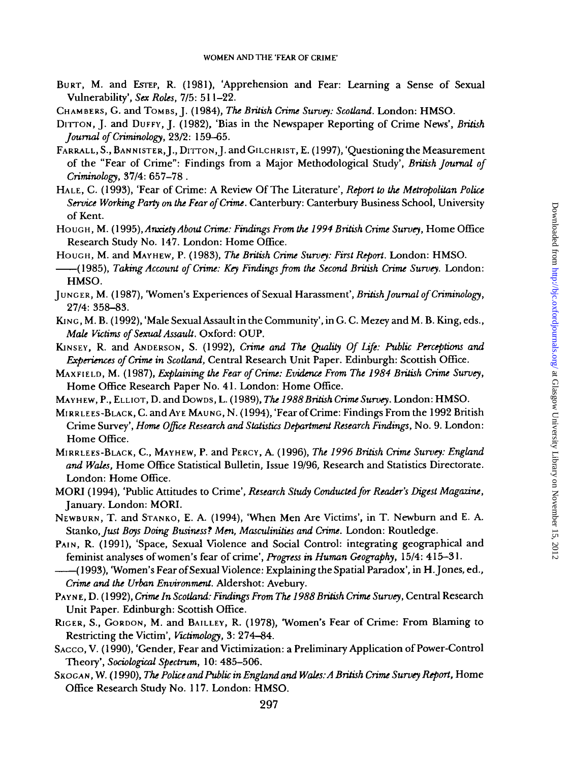BURT, M. and ESTEP, R. (1981), 'Apprehension and Fear: Learning a Sense of Sexual Vulnerability', *Sex Roles*, 7/5: 511–22.

CHAMBERS, G. and TOMBS, J. (1984), *The British Crime Survey: Scotland*. London: HMSO.

DITTON, J. and DUFFY, J. (1982), 'Bias in the Newspaper Reporting of Crime News', *British Journal of Criminology*, 23/2: 159–65.

FARRALL, S., BANNISTER, J., DITTON, J. and GILCHRIST, E. (1997), 'Questioning the Measurement of the "Fear of Crime": Findings from a Major Methodological Study', *British Journal of Criminology*, 37/4: 657–78.

HALE, C. (1993), 'Fear of Crime: A Review Of The Literature', *Report to the Metropolitan Police Service Working Party on the Fear of Crime*. Canterbury: Canterbury Business School, University of Kent.

HOUGH, M. (1995), *Anxiety About Crime: Findings From the 1994 British Crime Survey*, Home Office Research Study No. 147. London: Home Office.

HOUGH, M. and MAYHEW, P. (1983), *The British Crime Survey: First Report*. London: HMSO.

——(1985), *Taking Account of Crime: Key Findings from the Second British Crime Survey*. London: HMSO.

JUNGER, M. (1987), 'Women's Experiences of Sexual Harassment', *British Journal of Criminology*, 27/4: 358–83.

KING, M. B. (1992), 'Male Sexual Assault in the Community', in G. C. Mezey and M. B. King, eds., *Male Victims of Sexual Assault*. Oxford: OUP.

KINSEY, R. and ANDERSON, S. (1992), *Crime and The Quality Of Life: Public Perceptions and Experiences of Crime in Scotland*, Central Research Unit Paper. Edinburgh: Scottish Office.

MAXFIELD, M. (1987), *Explaining the Fear of Crime: Evidence From The 1984 British Crime Survey*, Home Office Research Paper No. 41. London: Home Office.

MAYHEW, P., ELLIOT, D. and DOWDS, L. (1989), *The 1988 British Crime Survey*. London: HMSO.

MIRRLEES-BLACK, C. and AYE MAUNG, N. (1994), 'Fear of Crime: Findings From the 1992 British Crime Survey', *Home Office Research and Statistics Department Research Findings*, No. 9. London: Home Office.

MIRRLEES-BLACK, C., MAYHEW, P. and PERCY, A. (1996), *The 1996 British Crime Survey: England and Wales*, Home Office Statistical Bulletin, Issue 19/96, Research and Statistics Directorate. London: Home Office.

MORI (1994), 'Public Attitudes to Crime', *Research Study Conducted for Reader's Digest Magazine*, January. London: MORI.

NEWBURN, T. and STANKO, E. A. (1994), 'When Men Are Victims', in T. Newburn and E. A. Stanko, *Just Boys Doing Business? Men, Masculinities and Crime*. London: Routledge.

PAIN, R. (1991), 'Space, Sexual Violence and Social Control: integrating geographical and feminist analyses of women's fear of crime', *Progress in Human Geography*, 15/4: 415–31.

——(1993), 'Women's Fear of Sexual Violence: Explaining the Spatial Paradox', in H. Jones, ed., *Crime and the Urban Environment*. Aldershot: Avebury.

PAYNE, D. (1992), *Crime In Scotland: Findings From The 1988 British Crime Survey*, Central Research Unit Paper. Edinburgh: Scottish Office.

RIGER, S., GORDON, M. and BAILLEY, R. (1978), 'Women's Fear of Crime: From Blaming to Restricting the Victim', *Victimology*, 3: 274–84.

SACCO, V. (1990), 'Gender, Fear and Victimization: a Preliminary Application of Power-Control Theory', *Sociological Spectrum*, 10: 485–506.

SKOGAN, W. (1990), *The Police and Public in England and Wales: A British Crime Survey Report*, Home Office Research Study No. 117. London: HMSO.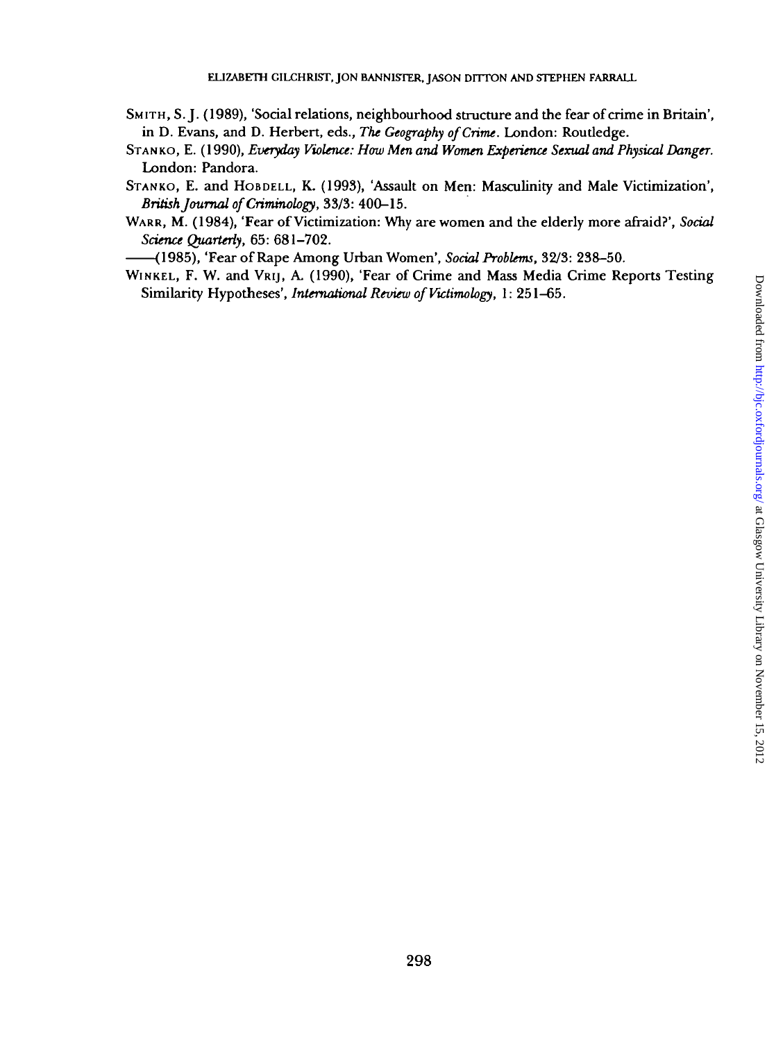Smith, S. J. (1989), 'Social relations, neighbourhood structure and the fear of crime in Britain', in D. Evans, and D. Herbert, eds., *The Geography of Crime*. London: Routledge.

Stanko, E. (1990), *Everyday Violence: How Men and Women Experience Sexual and Physical Danger.* London: Pandora.

Stanko, E. and Hobdell, K. (1993), 'Assault on Men: Masculinity and Male Victimization', *British Journal of Criminology*, 33/3: 400–15.

Warr, M. (1984), 'Fear of Victimization: Why are women and the elderly more afraid?', *Social Science Quarterly*, 65: 681–702.

——(1985), 'Fear of Rape Among Urban Women', *Social Problems*, 32/3: 238–50.

Winkel, F. W. and Vrij, A. (1990), 'Fear of Crime and Mass Media Crime Reports Testing Similarity Hypotheses', *International Review of Victimology*, 1: 251–65.